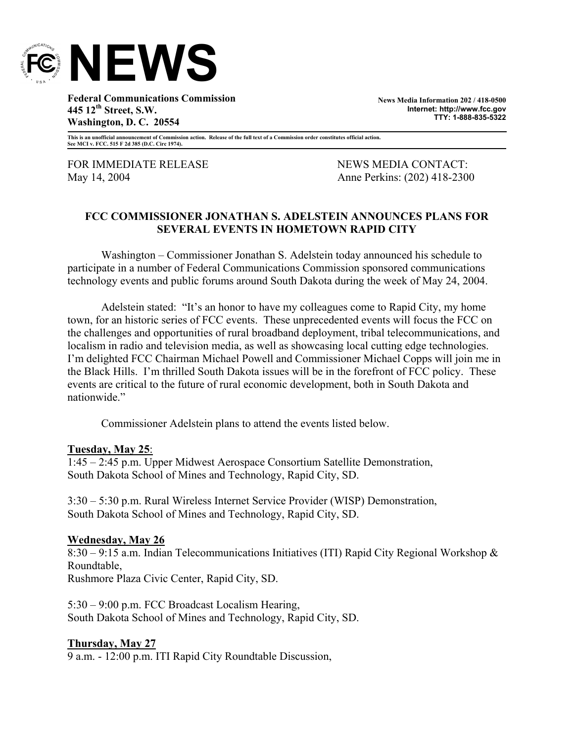# NEWS

**Federal Communications Commission**
**445 12th Street, S.W.**
**Washington, D. C. 20554**

**News Media Information 202 / 418-0500**
**Internet: http://www.fcc.gov**
**TTY: 1-888-835-5322**

**This is an unofficial announcement of Commission action. Release of the full text of a Commission order constitutes official action. See MCI v. FCC. 515 F 2d 385 (D.C. Circ 1974).**

FOR IMMEDIATE RELEASE
May 14, 2004

NEWS MEDIA CONTACT:
Anne Perkins: (202) 418-2300

## FCC COMMISSIONER JONATHAN S. ADELSTEIN ANNOUNCES PLANS FOR SEVERAL EVENTS IN HOMETOWN RAPID CITY

Washington – Commissioner Jonathan S. Adelstein today announced his schedule to participate in a number of Federal Communications Commission sponsored communications technology events and public forums around South Dakota during the week of May 24, 2004.

Adelstein stated: "It's an honor to have my colleagues come to Rapid City, my home town, for an historic series of FCC events. These unprecedented events will focus the FCC on the challenges and opportunities of rural broadband deployment, tribal telecommunications, and localism in radio and television media, as well as showcasing local cutting edge technologies. I'm delighted FCC Chairman Michael Powell and Commissioner Michael Copps will join me in the Black Hills. I'm thrilled South Dakota issues will be in the forefront of FCC policy. These events are critical to the future of rural economic development, both in South Dakota and nationwide."

Commissioner Adelstein plans to attend the events listed below.

**Tuesday, May 25**:
1:45 – 2:45 p.m. Upper Midwest Aerospace Consortium Satellite Demonstration,
South Dakota School of Mines and Technology, Rapid City, SD.

3:30 – 5:30 p.m. Rural Wireless Internet Service Provider (WISP) Demonstration,
South Dakota School of Mines and Technology, Rapid City, SD.

**Wednesday, May 26**
8:30 – 9:15 a.m. Indian Telecommunications Initiatives (ITI) Rapid City Regional Workshop & Roundtable,
Rushmore Plaza Civic Center, Rapid City, SD.

5:30 – 9:00 p.m. FCC Broadcast Localism Hearing,
South Dakota School of Mines and Technology, Rapid City, SD.

**Thursday, May 27**
9 a.m. - 12:00 p.m. ITI Rapid City Roundtable Discussion,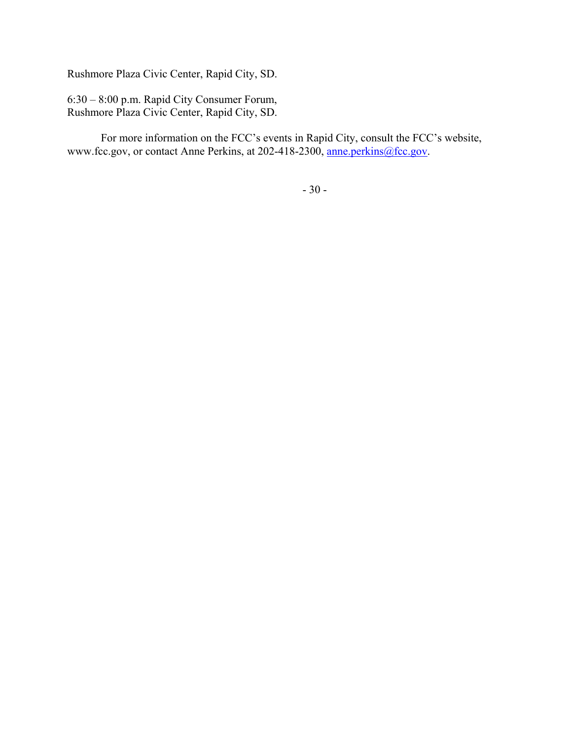Rushmore Plaza Civic Center, Rapid City, SD.

6:30 – 8:00 p.m. Rapid City Consumer Forum,
Rushmore Plaza Civic Center, Rapid City, SD.

For more information on the FCC's events in Rapid City, consult the FCC's website, www.fcc.gov, or contact Anne Perkins, at 202-418-2300, anne.perkins@fcc.gov.

- 30 -